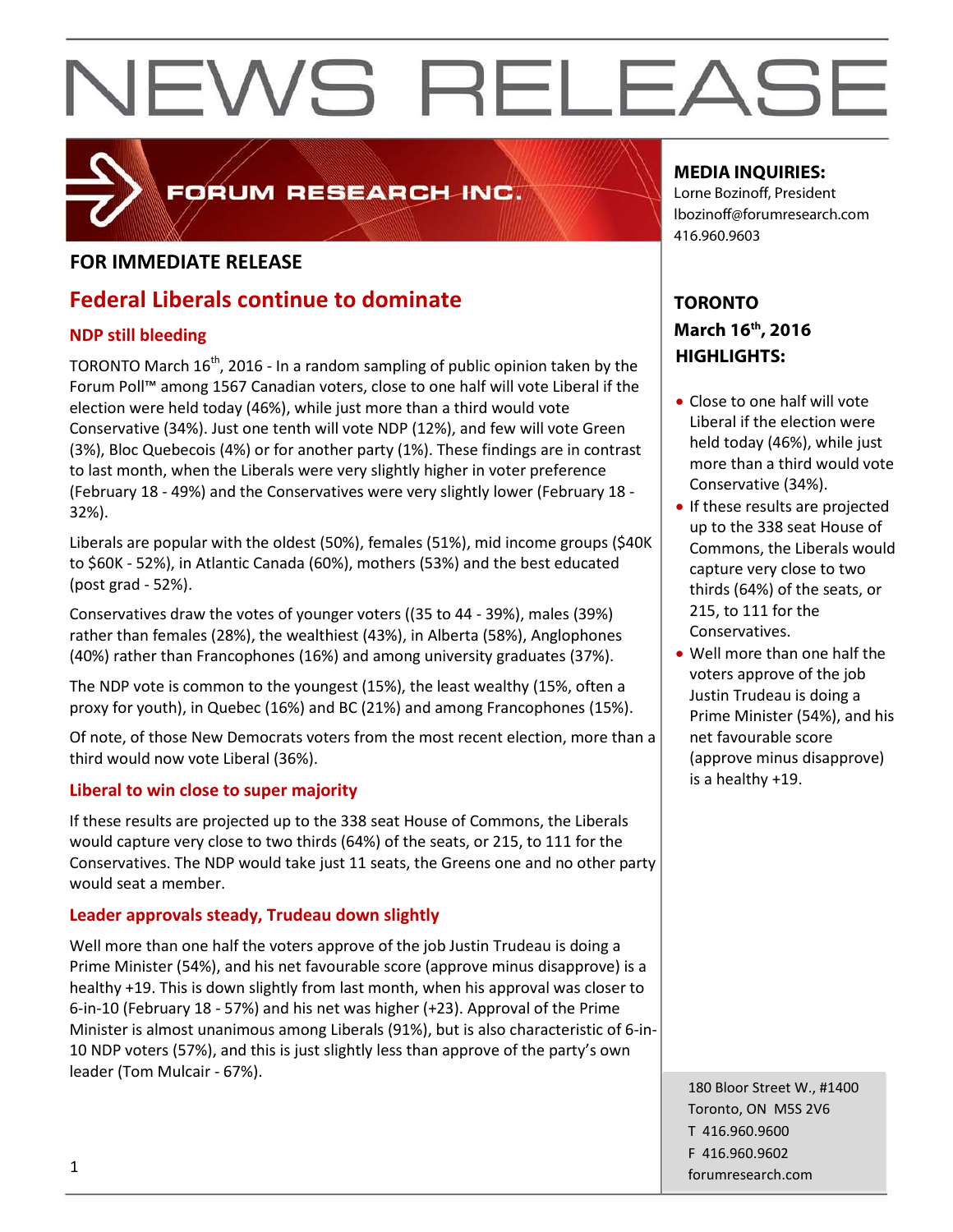# NEWS RELEASE

FORUM RESEARCH INC.

**FOR IMMEDIATE RELEASE**

## Federal Liberals continue to dominate

### NDP still bleeding

TORONTO March 16th, 2016 - In a random sampling of public opinion taken by the Forum Poll™ among 1567 Canadian voters, close to one half will vote Liberal if the election were held today (46%), while just more than a third would vote Conservative (34%). Just one tenth will vote NDP (12%), and few will vote Green (3%), Bloc Quebecois (4%) or for another party (1%). These findings are in contrast to last month, when the Liberals were very slightly higher in voter preference (February 18 - 49%) and the Conservatives were very slightly lower (February 18 - 32%).

Liberals are popular with the oldest (50%), females (51%), mid income groups ($40K to $60K - 52%), in Atlantic Canada (60%), mothers (53%) and the best educated (post grad - 52%).

Conservatives draw the votes of younger voters ((35 to 44 - 39%), males (39%) rather than females (28%), the wealthiest (43%), in Alberta (58%), Anglophones (40%) rather than Francophones (16%) and among university graduates (37%).

The NDP vote is common to the youngest (15%), the least wealthy (15%, often a proxy for youth), in Quebec (16%) and BC (21%) and among Francophones (15%).

Of note, of those New Democrats voters from the most recent election, more than a third would now vote Liberal (36%).

### Liberal to win close to super majority

If these results are projected up to the 338 seat House of Commons, the Liberals would capture very close to two thirds (64%) of the seats, or 215, to 111 for the Conservatives. The NDP would take just 11 seats, the Greens one and no other party would seat a member.

### Leader approvals steady, Trudeau down slightly

Well more than one half the voters approve of the job Justin Trudeau is doing a Prime Minister (54%), and his net favourable score (approve minus disapprove) is a healthy +19. This is down slightly from last month, when his approval was closer to 6-in-10 (February 18 - 57%) and his net was higher (+23). Approval of the Prime Minister is almost unanimous among Liberals (91%), but is also characteristic of 6-in-10 NDP voters (57%), and this is just slightly less than approve of the party's own leader (Tom Mulcair - 67%).

**MEDIA INQUIRIES:**
Lorne Bozinoff, President
lbozinoff@forumresearch.com
416.960.9603

**TORONTO**
**March 16th, 2016**
**HIGHLIGHTS:**

- Close to one half will vote Liberal if the election were held today (46%), while just more than a third would vote Conservative (34%).
- If these results are projected up to the 338 seat House of Commons, the Liberals would capture very close to two thirds (64%) of the seats, or 215, to 111 for the Conservatives.
- Well more than one half the voters approve of the job Justin Trudeau is doing a Prime Minister (54%), and his net favourable score (approve minus disapprove) is a healthy +19.

180 Bloor Street W., #1400
Toronto, ON M5S 2V6
T 416.960.9600
F 416.960.9602
forumresearch.com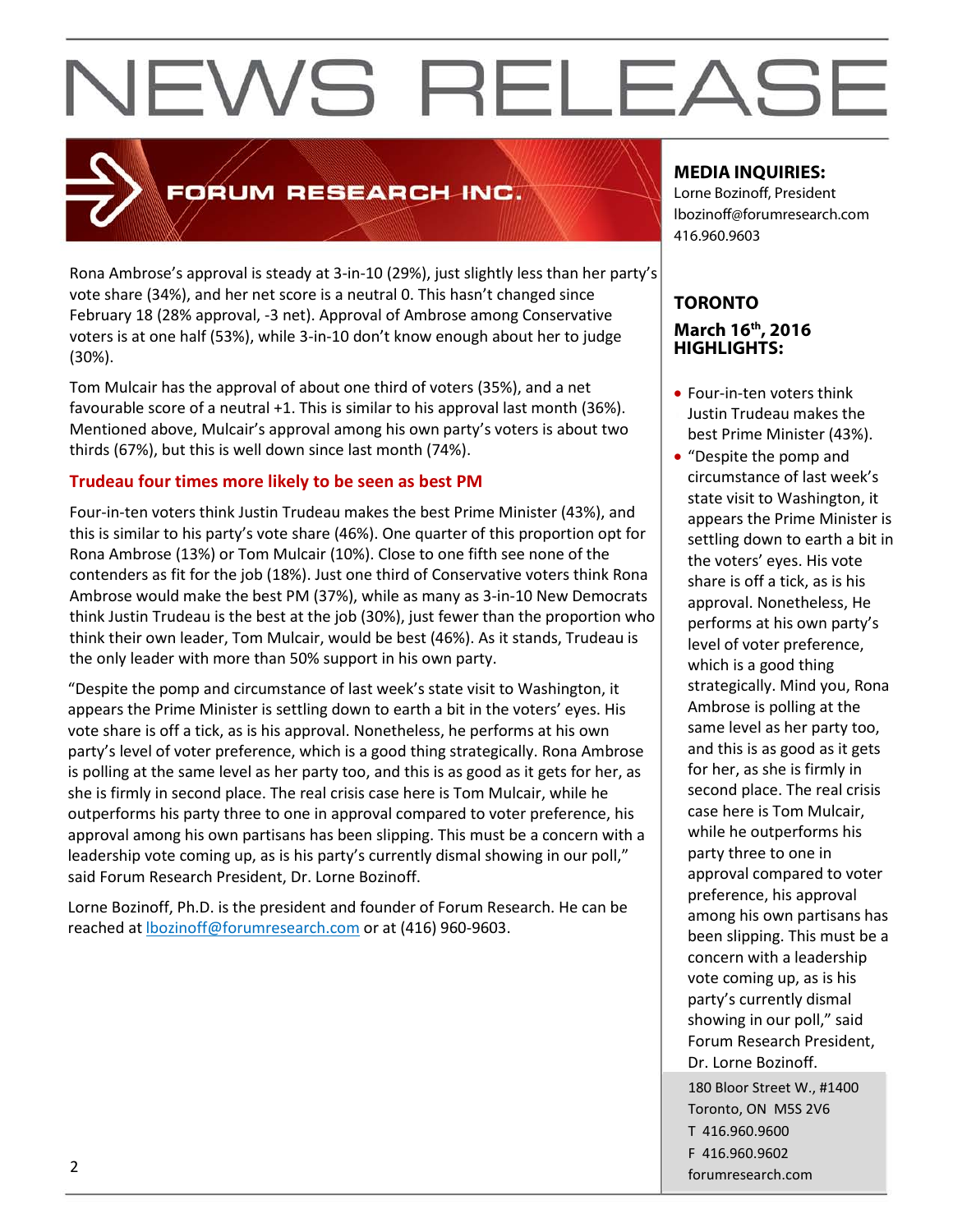# NEWS RELEASE

FORUM RESEARCH INC.

Rona Ambrose's approval is steady at 3-in-10 (29%), just slightly less than her party's vote share (34%), and her net score is a neutral 0. This hasn't changed since February 18 (28% approval, -3 net). Approval of Ambrose among Conservative voters is at one half (53%), while 3-in-10 don't know enough about her to judge (30%).

Tom Mulcair has the approval of about one third of voters (35%), and a net favourable score of a neutral +1. This is similar to his approval last month (36%). Mentioned above, Mulcair's approval among his own party's voters is about two thirds (67%), but this is well down since last month (74%).

## Trudeau four times more likely to be seen as best PM

Four-in-ten voters think Justin Trudeau makes the best Prime Minister (43%), and this is similar to his party's vote share (46%). One quarter of this proportion opt for Rona Ambrose (13%) or Tom Mulcair (10%). Close to one fifth see none of the contenders as fit for the job (18%). Just one third of Conservative voters think Rona Ambrose would make the best PM (37%), while as many as 3-in-10 New Democrats think Justin Trudeau is the best at the job (30%), just fewer than the proportion who think their own leader, Tom Mulcair, would be best (46%). As it stands, Trudeau is the only leader with more than 50% support in his own party.

"Despite the pomp and circumstance of last week's state visit to Washington, it appears the Prime Minister is settling down to earth a bit in the voters' eyes. His vote share is off a tick, as is his approval. Nonetheless, he performs at his own party's level of voter preference, which is a good thing strategically. Rona Ambrose is polling at the same level as her party too, and this is as good as it gets for her, as she is firmly in second place. The real crisis case here is Tom Mulcair, while he outperforms his party three to one in approval compared to voter preference, his approval among his own partisans has been slipping. This must be a concern with a leadership vote coming up, as is his party's currently dismal showing in our poll," said Forum Research President, Dr. Lorne Bozinoff.

Lorne Bozinoff, Ph.D. is the president and founder of Forum Research. He can be reached at lbozinoff@forumresearch.com or at (416) 960-9603.

**MEDIA INQUIRIES:**
Lorne Bozinoff, President
lbozinoff@forumresearch.com
416.960.9603

**TORONTO**
**March 16th, 2016**
**HIGHLIGHTS:**

- Four-in-ten voters think Justin Trudeau makes the best Prime Minister (43%).
- "Despite the pomp and circumstance of last week's state visit to Washington, it appears the Prime Minister is settling down to earth a bit in the voters' eyes. His vote share is off a tick, as is his approval. Nonetheless, He performs at his own party's level of voter preference, which is a good thing strategically. Mind you, Rona Ambrose is polling at the same level as her party too, and this is as good as it gets for her, as she is firmly in second place. The real crisis case here is Tom Mulcair, while he outperforms his party three to one in approval compared to voter preference, his approval among his own partisans has been slipping. This must be a concern with a leadership vote coming up, as is his party's currently dismal showing in our poll," said Forum Research President, Dr. Lorne Bozinoff.

180 Bloor Street W., #1400
Toronto, ON M5S 2V6
T 416.960.9600
F 416.960.9602
forumresearch.com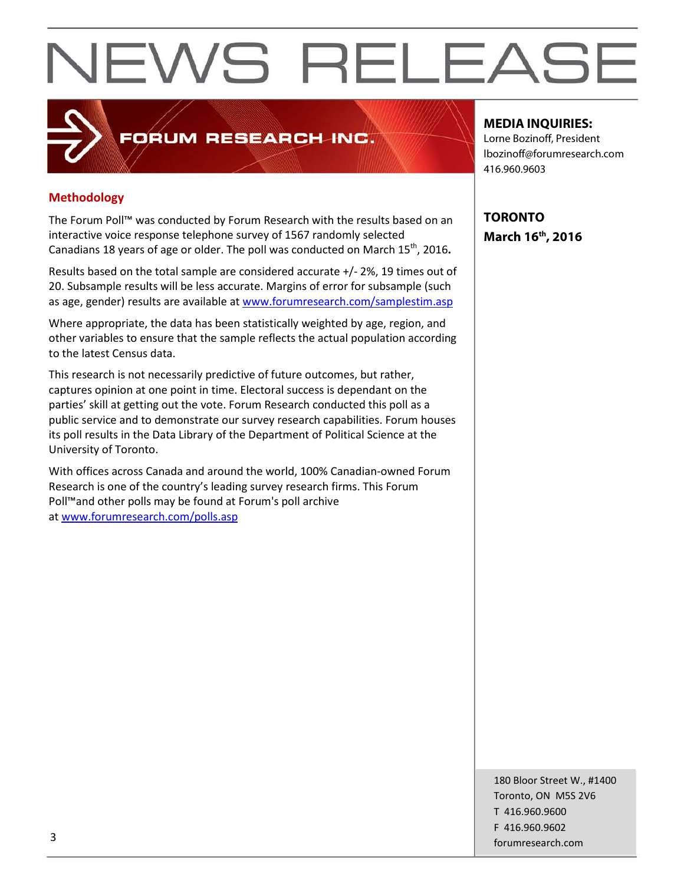# NEWS RELEASE

FORUM RESEARCH INC.

**MEDIA INQUIRIES:**
Lorne Bozinoff, President
lbozinoff@forumresearch.com
416.960.9603

**TORONTO**
**March 16th, 2016**

## Methodology

The Forum Poll™ was conducted by Forum Research with the results based on an interactive voice response telephone survey of 1567 randomly selected Canadians 18 years of age or older. The poll was conducted on March 15th, 2016**.**

Results based on the total sample are considered accurate +/- 2%, 19 times out of 20. Subsample results will be less accurate. Margins of error for subsample (such as age, gender) results are available at www.forumresearch.com/samplestim.asp

Where appropriate, the data has been statistically weighted by age, region, and other variables to ensure that the sample reflects the actual population according to the latest Census data.

This research is not necessarily predictive of future outcomes, but rather, captures opinion at one point in time. Electoral success is dependant on the parties' skill at getting out the vote. Forum Research conducted this poll as a public service and to demonstrate our survey research capabilities. Forum houses its poll results in the Data Library of the Department of Political Science at the University of Toronto.

With offices across Canada and around the world, 100% Canadian-owned Forum Research is one of the country's leading survey research firms. This Forum Poll™and other polls may be found at Forum's poll archive at www.forumresearch.com/polls.asp

180 Bloor Street W., #1400
Toronto, ON M5S 2V6
T 416.960.9600
F 416.960.9602
forumresearch.com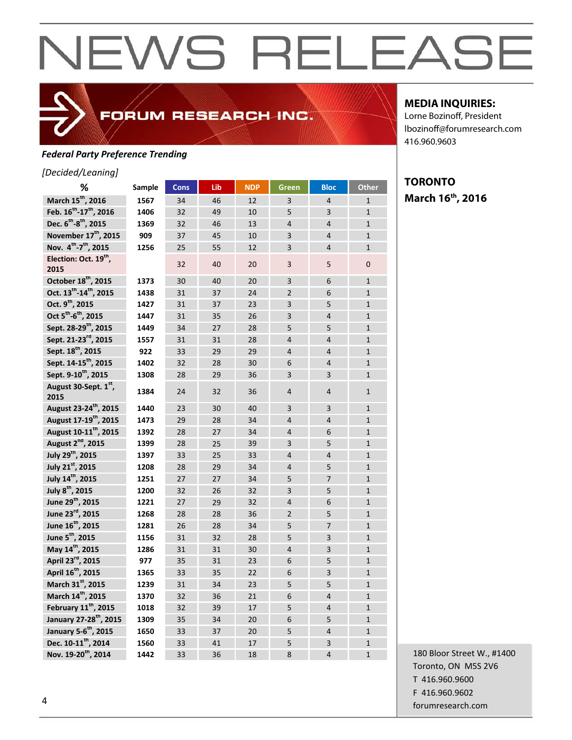# NEWS RELEASE

FORUM RESEARCH INC.

**MEDIA INQUIRIES:**
Lorne Bozinoff, President
lbozinoff@forumresearch.com
416.960.9603

**TORONTO**
**March 16th, 2016**

***Federal Party Preference Trending***

*[Decided/Leaning]*

| % | Sample | Cons | Lib | NDP | Green | Bloc | Other |
|---|---|---|---|---|---|---|---|
| March 15th, 2016 | 1567 | 34 | 46 | 12 | 3 | 4 | 1 |
| Feb. 16th-17th, 2016 | 1406 | 32 | 49 | 10 | 5 | 3 | 1 |
| Dec. 6th-8th, 2015 | 1369 | 32 | 46 | 13 | 4 | 4 | 1 |
| November 17th, 2015 | 909 | 37 | 45 | 10 | 3 | 4 | 1 |
| Nov. 4th-7th, 2015 | 1256 | 25 | 55 | 12 | 3 | 4 | 1 |
| Election: Oct. 19th, 2015 | | 32 | 40 | 20 | 3 | 5 | 0 |
| October 18th, 2015 | 1373 | 30 | 40 | 20 | 3 | 6 | 1 |
| Oct. 13th-14th, 2015 | 1438 | 31 | 37 | 24 | 2 | 6 | 1 |
| Oct. 9th, 2015 | 1427 | 31 | 37 | 23 | 3 | 5 | 1 |
| Oct 5th-6th, 2015 | 1447 | 31 | 35 | 26 | 3 | 4 | 1 |
| Sept. 28-29th, 2015 | 1449 | 34 | 27 | 28 | 5 | 5 | 1 |
| Sept. 21-23rd, 2015 | 1557 | 31 | 31 | 28 | 4 | 4 | 1 |
| Sept. 18th, 2015 | 922 | 33 | 29 | 29 | 4 | 4 | 1 |
| Sept. 14-15th, 2015 | 1402 | 32 | 28 | 30 | 6 | 4 | 1 |
| Sept. 9-10th, 2015 | 1308 | 28 | 29 | 36 | 3 | 3 | 1 |
| August 30-Sept. 1st, 2015 | 1384 | 24 | 32 | 36 | 4 | 4 | 1 |
| August 23-24th, 2015 | 1440 | 23 | 30 | 40 | 3 | 3 | 1 |
| August 17-19th, 2015 | 1473 | 29 | 28 | 34 | 4 | 4 | 1 |
| August 10-11th, 2015 | 1392 | 28 | 27 | 34 | 4 | 6 | 1 |
| August 2nd, 2015 | 1399 | 28 | 25 | 39 | 3 | 5 | 1 |
| July 29th, 2015 | 1397 | 33 | 25 | 33 | 4 | 4 | 1 |
| July 21st, 2015 | 1208 | 28 | 29 | 34 | 4 | 5 | 1 |
| July 14th, 2015 | 1251 | 27 | 27 | 34 | 5 | 7 | 1 |
| July 8th, 2015 | 1200 | 32 | 26 | 32 | 3 | 5 | 1 |
| June 29th, 2015 | 1221 | 27 | 29 | 32 | 4 | 6 | 1 |
| June 23rd, 2015 | 1268 | 28 | 28 | 36 | 2 | 5 | 1 |
| June 16th, 2015 | 1281 | 26 | 28 | 34 | 5 | 7 | 1 |
| June 5th, 2015 | 1156 | 31 | 32 | 28 | 5 | 3 | 1 |
| May 14th, 2015 | 1286 | 31 | 31 | 30 | 4 | 3 | 1 |
| April 23rd, 2015 | 977 | 35 | 31 | 23 | 6 | 5 | 1 |
| April 16th, 2015 | 1365 | 33 | 35 | 22 | 6 | 3 | 1 |
| March 31st, 2015 | 1239 | 31 | 34 | 23 | 5 | 5 | 1 |
| March 14th, 2015 | 1370 | 32 | 36 | 21 | 6 | 4 | 1 |
| February 11th, 2015 | 1018 | 32 | 39 | 17 | 5 | 4 | 1 |
| January 27-28th, 2015 | 1309 | 35 | 34 | 20 | 6 | 5 | 1 |
| January 5-6th, 2015 | 1650 | 33 | 37 | 20 | 5 | 4 | 1 |
| Dec. 10-11th, 2014 | 1560 | 33 | 41 | 17 | 5 | 3 | 1 |
| Nov. 19-20th, 2014 | 1442 | 33 | 36 | 18 | 8 | 4 | 1 |

180 Bloor Street W., #1400
Toronto, ON M5S 2V6
T 416.960.9600
F 416.960.9602
forumresearch.com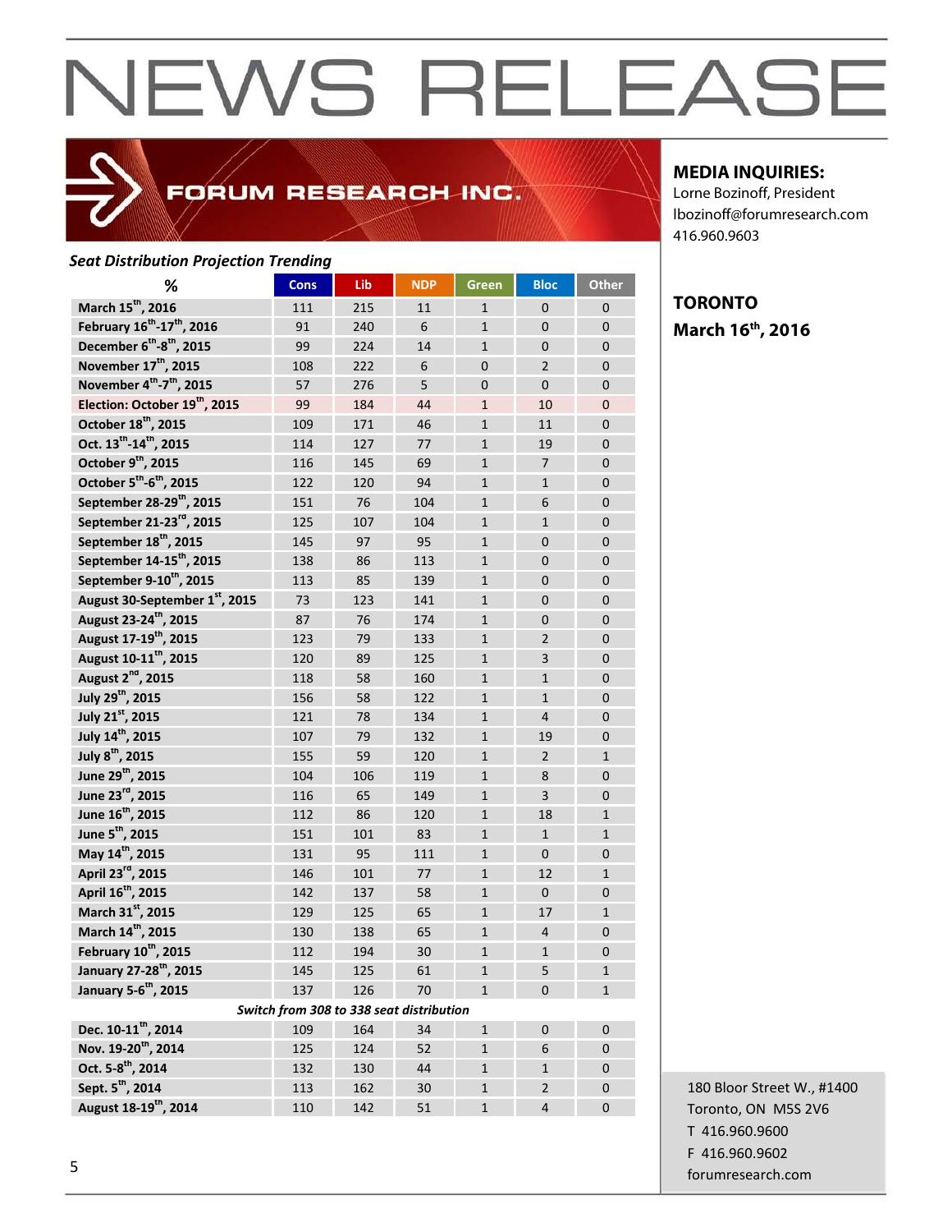# NEWS RELEASE

FORUM RESEARCH INC.

**MEDIA INQUIRIES:**
Lorne Bozinoff, President
lbozinoff@forumresearch.com
416.960.9603

**TORONTO**
**March 16th, 2016**

***Seat Distribution Projection Trending***

| % | Cons | Lib | NDP | Green | Bloc | Other |
|---|---|---|---|---|---|---|
| **March 15th, 2016** | 111 | 215 | 11 | 1 | 0 | 0 |
| **February 16th-17th, 2016** | 91 | 240 | 6 | 1 | 0 | 0 |
| **December 6th-8th, 2015** | 99 | 224 | 14 | 1 | 0 | 0 |
| **November 17th, 2015** | 108 | 222 | 6 | 0 | 2 | 0 |
| **November 4th-7th, 2015** | 57 | 276 | 5 | 0 | 0 | 0 |
| **Election: October 19th, 2015** | 99 | 184 | 44 | 1 | 10 | 0 |
| **October 18th, 2015** | 109 | 171 | 46 | 1 | 11 | 0 |
| **Oct. 13th-14th, 2015** | 114 | 127 | 77 | 1 | 19 | 0 |
| **October 9th, 2015** | 116 | 145 | 69 | 1 | 7 | 0 |
| **October 5th-6th, 2015** | 122 | 120 | 94 | 1 | 1 | 0 |
| **September 28-29th, 2015** | 151 | 76 | 104 | 1 | 6 | 0 |
| **September 21-23rd, 2015** | 125 | 107 | 104 | 1 | 1 | 0 |
| **September 18th, 2015** | 145 | 97 | 95 | 1 | 0 | 0 |
| **September 14-15th, 2015** | 138 | 86 | 113 | 1 | 0 | 0 |
| **September 9-10th, 2015** | 113 | 85 | 139 | 1 | 0 | 0 |
| **August 30-September 1st, 2015** | 73 | 123 | 141 | 1 | 0 | 0 |
| **August 23-24th, 2015** | 87 | 76 | 174 | 1 | 0 | 0 |
| **August 17-19th, 2015** | 123 | 79 | 133 | 1 | 2 | 0 |
| **August 10-11th, 2015** | 120 | 89 | 125 | 1 | 3 | 0 |
| **August 2nd, 2015** | 118 | 58 | 160 | 1 | 1 | 0 |
| **July 29th, 2015** | 156 | 58 | 122 | 1 | 1 | 0 |
| **July 21st, 2015** | 121 | 78 | 134 | 1 | 4 | 0 |
| **July 14th, 2015** | 107 | 79 | 132 | 1 | 19 | 0 |
| **July 8th, 2015** | 155 | 59 | 120 | 1 | 2 | 1 |
| **June 29th, 2015** | 104 | 106 | 119 | 1 | 8 | 0 |
| **June 23rd, 2015** | 116 | 65 | 149 | 1 | 3 | 0 |
| **June 16th, 2015** | 112 | 86 | 120 | 1 | 18 | 1 |
| **June 5th, 2015** | 151 | 101 | 83 | 1 | 1 | 1 |
| **May 14th, 2015** | 131 | 95 | 111 | 1 | 0 | 0 |
| **April 23rd, 2015** | 146 | 101 | 77 | 1 | 12 | 1 |
| **April 16th, 2015** | 142 | 137 | 58 | 1 | 0 | 0 |
| **March 31st, 2015** | 129 | 125 | 65 | 1 | 17 | 1 |
| **March 14th, 2015** | 130 | 138 | 65 | 1 | 4 | 0 |
| **February 10th, 2015** | 112 | 194 | 30 | 1 | 1 | 0 |
| **January 27-28th, 2015** | 145 | 125 | 61 | 1 | 5 | 1 |
| **January 5-6th, 2015** | 137 | 126 | 70 | 1 | 0 | 1 |
| ***Switch from 308 to 338 seat distribution*** | | | | | | |
| **Dec. 10-11th, 2014** | 109 | 164 | 34 | 1 | 0 | 0 |
| **Nov. 19-20th, 2014** | 125 | 124 | 52 | 1 | 6 | 0 |
| **Oct. 5-8th, 2014** | 132 | 130 | 44 | 1 | 1 | 0 |
| **Sept. 5th, 2014** | 113 | 162 | 30 | 1 | 2 | 0 |
| **August 18-19th, 2014** | 110 | 142 | 51 | 1 | 4 | 0 |

180 Bloor Street W., #1400
Toronto, ON M5S 2V6
T 416.960.9600
F 416.960.9602
forumresearch.com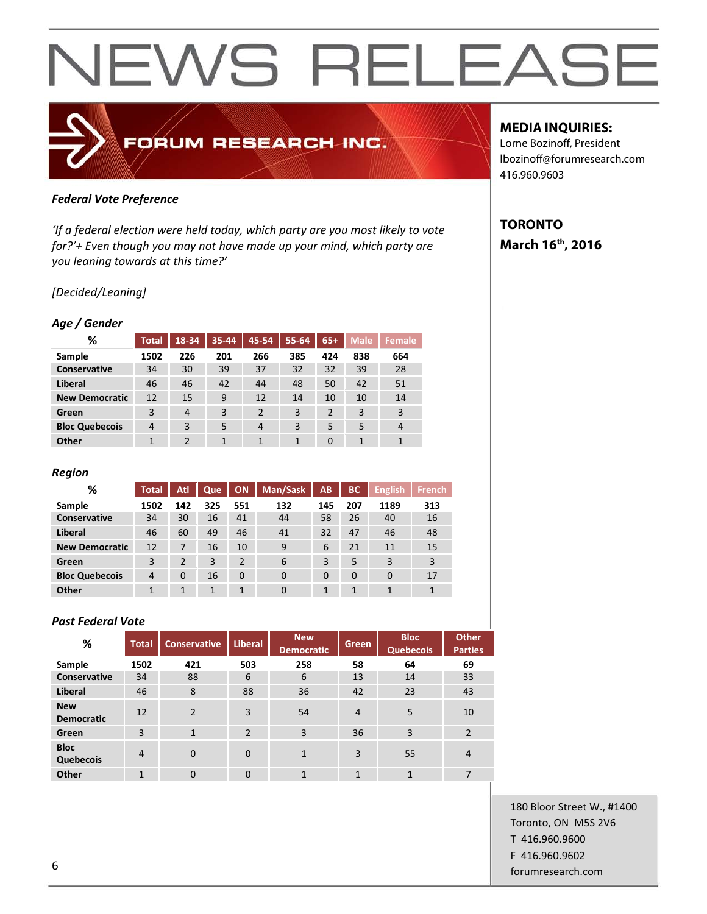# NEWS RELEASE

FORUM RESEARCH INC.

**MEDIA INQUIRIES:**
Lorne Bozinoff, President
lbozinoff@forumresearch.com
416.960.9603

**TORONTO**
**March 16th, 2016**

***Federal Vote Preference***

*'If a federal election were held today, which party are you most likely to vote for?'+ Even though you may not have made up your mind, which party are you leaning towards at this time?'*

*[Decided/Leaning]*

***Age / Gender***

| % | Total | 18-34 | 35-44 | 45-54 | 55-64 | 65+ | Male | Female |
|---|---|---|---|---|---|---|---|---|
| **Sample** | **1502** | **226** | **201** | **266** | **385** | **424** | **838** | **664** |
| **Conservative** | 34 | 30 | 39 | 37 | 32 | 32 | 39 | 28 |
| **Liberal** | 46 | 46 | 42 | 44 | 48 | 50 | 42 | 51 |
| **New Democratic** | 12 | 15 | 9 | 12 | 14 | 10 | 10 | 14 |
| **Green** | 3 | 4 | 3 | 2 | 3 | 2 | 3 | 3 |
| **Bloc Quebecois** | 4 | 3 | 5 | 4 | 3 | 5 | 5 | 4 |
| **Other** | 1 | 2 | 1 | 1 | 1 | 0 | 1 | 1 |

***Region***

| % | Total | Atl | Que | ON | Man/Sask | AB | BC | English | French |
|---|---|---|---|---|---|---|---|---|---|
| **Sample** | **1502** | **142** | **325** | **551** | **132** | **145** | **207** | **1189** | **313** |
| **Conservative** | 34 | 30 | 16 | 41 | 44 | 58 | 26 | 40 | 16 |
| **Liberal** | 46 | 60 | 49 | 46 | 41 | 32 | 47 | 46 | 48 |
| **New Democratic** | 12 | 7 | 16 | 10 | 9 | 6 | 21 | 11 | 15 |
| **Green** | 3 | 2 | 3 | 2 | 6 | 3 | 5 | 3 | 3 |
| **Bloc Quebecois** | 4 | 0 | 16 | 0 | 0 | 0 | 0 | 0 | 17 |
| **Other** | 1 | 1 | 1 | 1 | 0 | 1 | 1 | 1 | 1 |

***Past Federal Vote***

| % | Total | Conservative | Liberal | New Democratic | Green | Bloc Quebecois | Other Parties |
|---|---|---|---|---|---|---|---|
| **Sample** | **1502** | **421** | **503** | **258** | **58** | **64** | **69** |
| **Conservative** | 34 | 88 | 6 | 6 | 13 | 14 | 33 |
| **Liberal** | 46 | 8 | 88 | 36 | 42 | 23 | 43 |
| **New Democratic** | 12 | 2 | 3 | 54 | 4 | 5 | 10 |
| **Green** | 3 | 1 | 2 | 3 | 36 | 3 | 2 |
| **Bloc Quebecois** | 4 | 0 | 0 | 1 | 3 | 55 | 4 |
| **Other** | 1 | 0 | 0 | 1 | 1 | 1 | 7 |

180 Bloor Street W., #1400
Toronto, ON M5S 2V6
T 416.960.9600
F 416.960.9602
forumresearch.com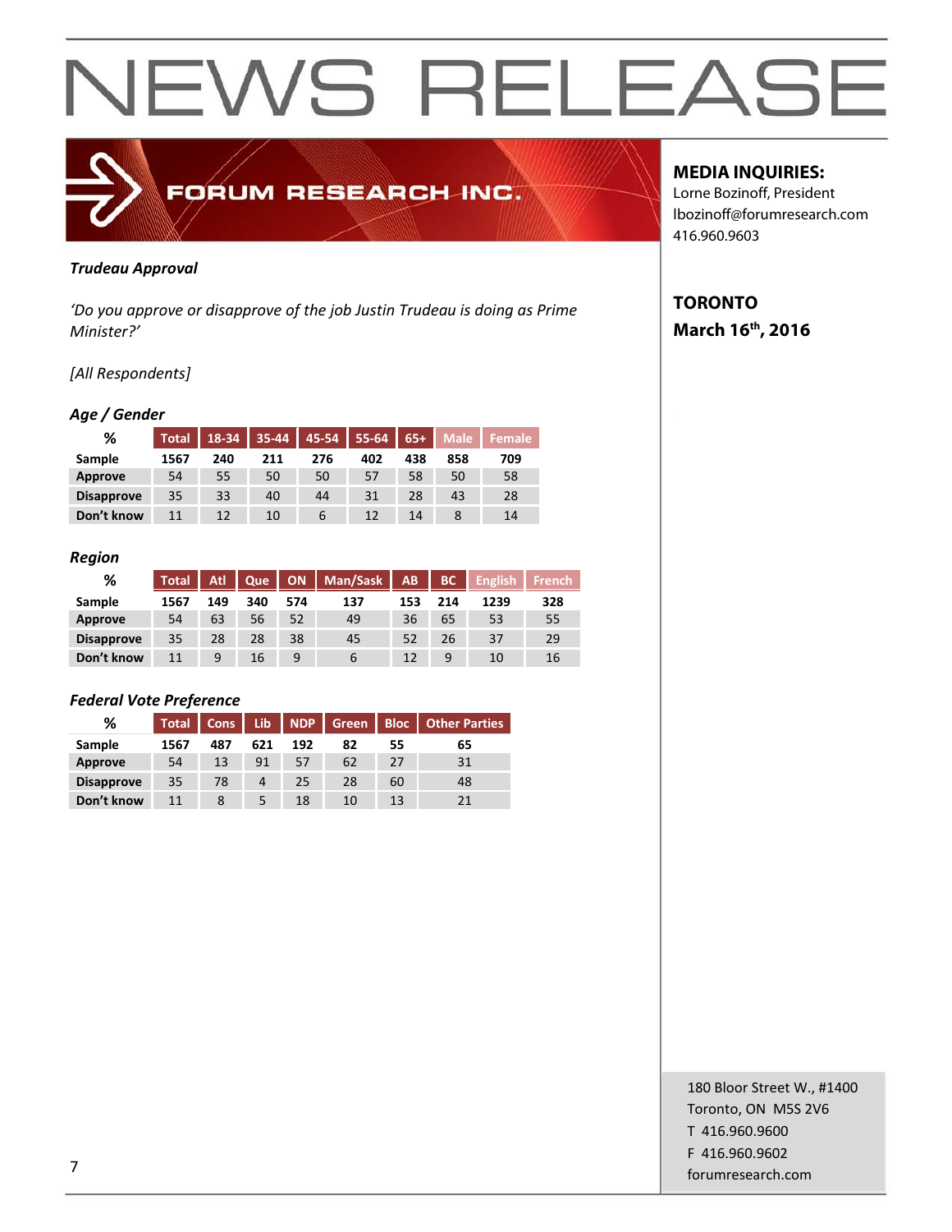# NEWS RELEASE

**FORUM RESEARCH INC.**

**MEDIA INQUIRIES:**
Lorne Bozinoff, President
lbozinoff@forumresearch.com
416.960.9603

**TORONTO**
**March 16th, 2016**

***Trudeau Approval***

*'Do you approve or disapprove of the job Justin Trudeau is doing as Prime Minister?'*

*[All Respondents]*

### *Age / Gender*

| % | Total | 18-34 | 35-44 | 45-54 | 55-64 | 65+ | Male | Female |
|---|---|---|---|---|---|---|---|---|
| **Sample** | **1567** | **240** | **211** | **276** | **402** | **438** | **858** | **709** |
| **Approve** | 54 | 55 | 50 | 50 | 57 | 58 | 50 | 58 |
| **Disapprove** | 35 | 33 | 40 | 44 | 31 | 28 | 43 | 28 |
| **Don't know** | 11 | 12 | 10 | 6 | 12 | 14 | 8 | 14 |

### *Region*

| % | Total | Atl | Que | ON | Man/Sask | AB | BC | English | French |
|---|---|---|---|---|---|---|---|---|---|
| **Sample** | **1567** | **149** | **340** | **574** | **137** | **153** | **214** | **1239** | **328** |
| **Approve** | 54 | 63 | 56 | 52 | 49 | 36 | 65 | 53 | 55 |
| **Disapprove** | 35 | 28 | 28 | 38 | 45 | 52 | 26 | 37 | 29 |
| **Don't know** | 11 | 9 | 16 | 9 | 6 | 12 | 9 | 10 | 16 |

### *Federal Vote Preference*

| % | Total | Cons | Lib | NDP | Green | Bloc | Other Parties |
|---|---|---|---|---|---|---|---|
| **Sample** | **1567** | **487** | **621** | **192** | **82** | **55** | **65** |
| **Approve** | 54 | 13 | 91 | 57 | 62 | 27 | 31 |
| **Disapprove** | 35 | 78 | 4 | 25 | 28 | 60 | 48 |
| **Don't know** | 11 | 8 | 5 | 18 | 10 | 13 | 21 |

180 Bloor Street W., #1400
Toronto, ON M5S 2V6
T 416.960.9600
F 416.960.9602
forumresearch.com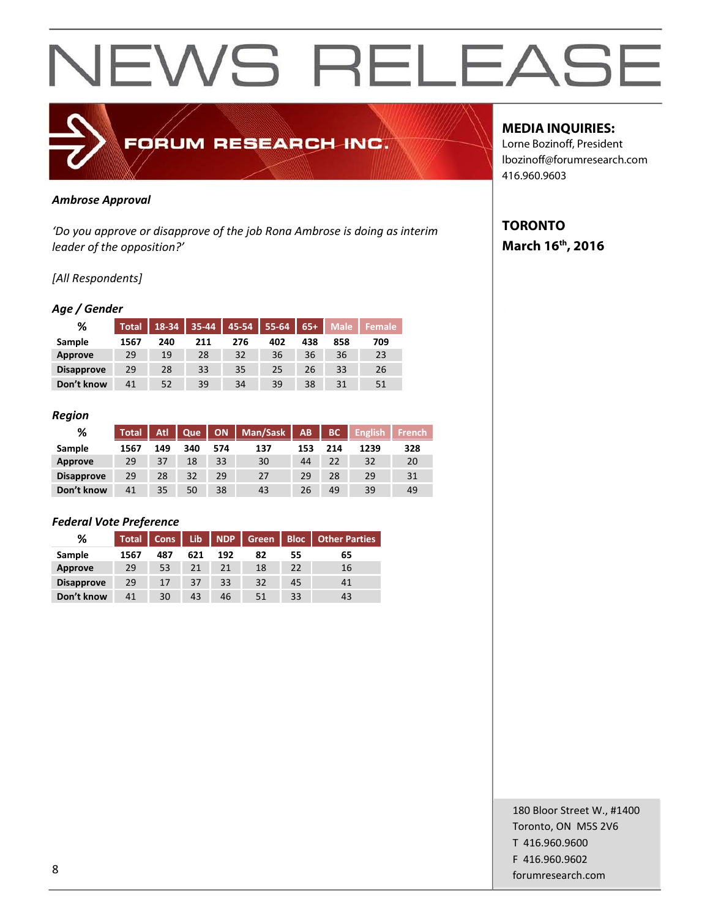# NEWS RELEASE

FORUM RESEARCH INC.

**MEDIA INQUIRIES:**
Lorne Bozinoff, President
lbozinoff@forumresearch.com
416.960.9603

**TORONTO**
**March 16th, 2016**

***Ambrose Approval***

*'Do you approve or disapprove of the job Rona Ambrose is doing as interim leader of the opposition?'*

*[All Respondents]*

***Age / Gender***

| % | Total | 18-34 | 35-44 | 45-54 | 55-64 | 65+ | Male | Female |
|---|---|---|---|---|---|---|---|---|
| **Sample** | **1567** | **240** | **211** | **276** | **402** | **438** | **858** | **709** |
| **Approve** | 29 | 19 | 28 | 32 | 36 | 36 | 36 | 23 |
| **Disapprove** | 29 | 28 | 33 | 35 | 25 | 26 | 33 | 26 |
| **Don't know** | 41 | 52 | 39 | 34 | 39 | 38 | 31 | 51 |

***Region***

| % | Total | Atl | Que | ON | Man/Sask | AB | BC | English | French |
|---|---|---|---|---|---|---|---|---|---|
| **Sample** | **1567** | **149** | **340** | **574** | **137** | **153** | **214** | **1239** | **328** |
| **Approve** | 29 | 37 | 18 | 33 | 30 | 44 | 22 | 32 | 20 |
| **Disapprove** | 29 | 28 | 32 | 29 | 27 | 29 | 28 | 29 | 31 |
| **Don't know** | 41 | 35 | 50 | 38 | 43 | 26 | 49 | 39 | 49 |

***Federal Vote Preference***

| % | Total | Cons | Lib | NDP | Green | Bloc | Other Parties |
|---|---|---|---|---|---|---|---|
| **Sample** | **1567** | **487** | **621** | **192** | **82** | **55** | **65** |
| **Approve** | 29 | 53 | 21 | 21 | 18 | 22 | 16 |
| **Disapprove** | 29 | 17 | 37 | 33 | 32 | 45 | 41 |
| **Don't know** | 41 | 30 | 43 | 46 | 51 | 33 | 43 |

180 Bloor Street W., #1400
Toronto, ON M5S 2V6
T 416.960.9600
F 416.960.9602
forumresearch.com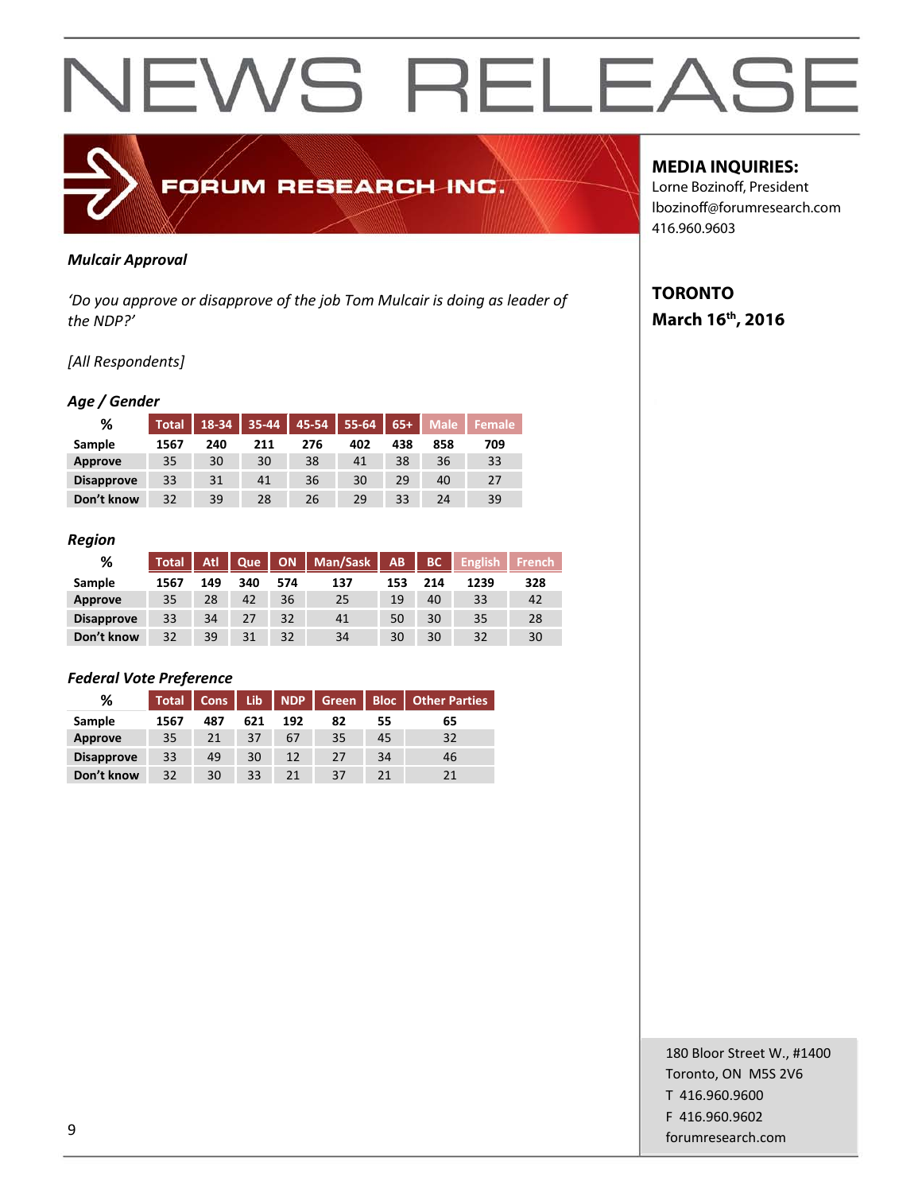# NEWS RELEASE

FORUM RESEARCH INC.

**MEDIA INQUIRIES:**
Lorne Bozinoff, President
lbozinoff@forumresearch.com
416.960.9603

**TORONTO**
**March 16th, 2016**

***Mulcair Approval***

*'Do you approve or disapprove of the job Tom Mulcair is doing as leader of the NDP?'*

*[All Respondents]*

### *Age / Gender*

| % | Total | 18-34 | 35-44 | 45-54 | 55-64 | 65+ | Male | Female |
|---|---|---|---|---|---|---|---|---|
| **Sample** | **1567** | **240** | **211** | **276** | **402** | **438** | **858** | **709** |
| **Approve** | 35 | 30 | 30 | 38 | 41 | 38 | 36 | 33 |
| **Disapprove** | 33 | 31 | 41 | 36 | 30 | 29 | 40 | 27 |
| **Don't know** | 32 | 39 | 28 | 26 | 29 | 33 | 24 | 39 |

### *Region*

| % | Total | Atl | Que | ON | Man/Sask | AB | BC | English | French |
|---|---|---|---|---|---|---|---|---|---|
| **Sample** | **1567** | **149** | **340** | **574** | **137** | **153** | **214** | **1239** | **328** |
| **Approve** | 35 | 28 | 42 | 36 | 25 | 19 | 40 | 33 | 42 |
| **Disapprove** | 33 | 34 | 27 | 32 | 41 | 50 | 30 | 35 | 28 |
| **Don't know** | 32 | 39 | 31 | 32 | 34 | 30 | 30 | 32 | 30 |

### *Federal Vote Preference*

| % | Total | Cons | Lib | NDP | Green | Bloc | Other Parties |
|---|---|---|---|---|---|---|---|
| **Sample** | **1567** | **487** | **621** | **192** | **82** | **55** | **65** |
| **Approve** | 35 | 21 | 37 | 67 | 35 | 45 | 32 |
| **Disapprove** | 33 | 49 | 30 | 12 | 27 | 34 | 46 |
| **Don't know** | 32 | 30 | 33 | 21 | 37 | 21 | 21 |

180 Bloor Street W., #1400
Toronto, ON M5S 2V6
T 416.960.9600
F 416.960.9602
forumresearch.com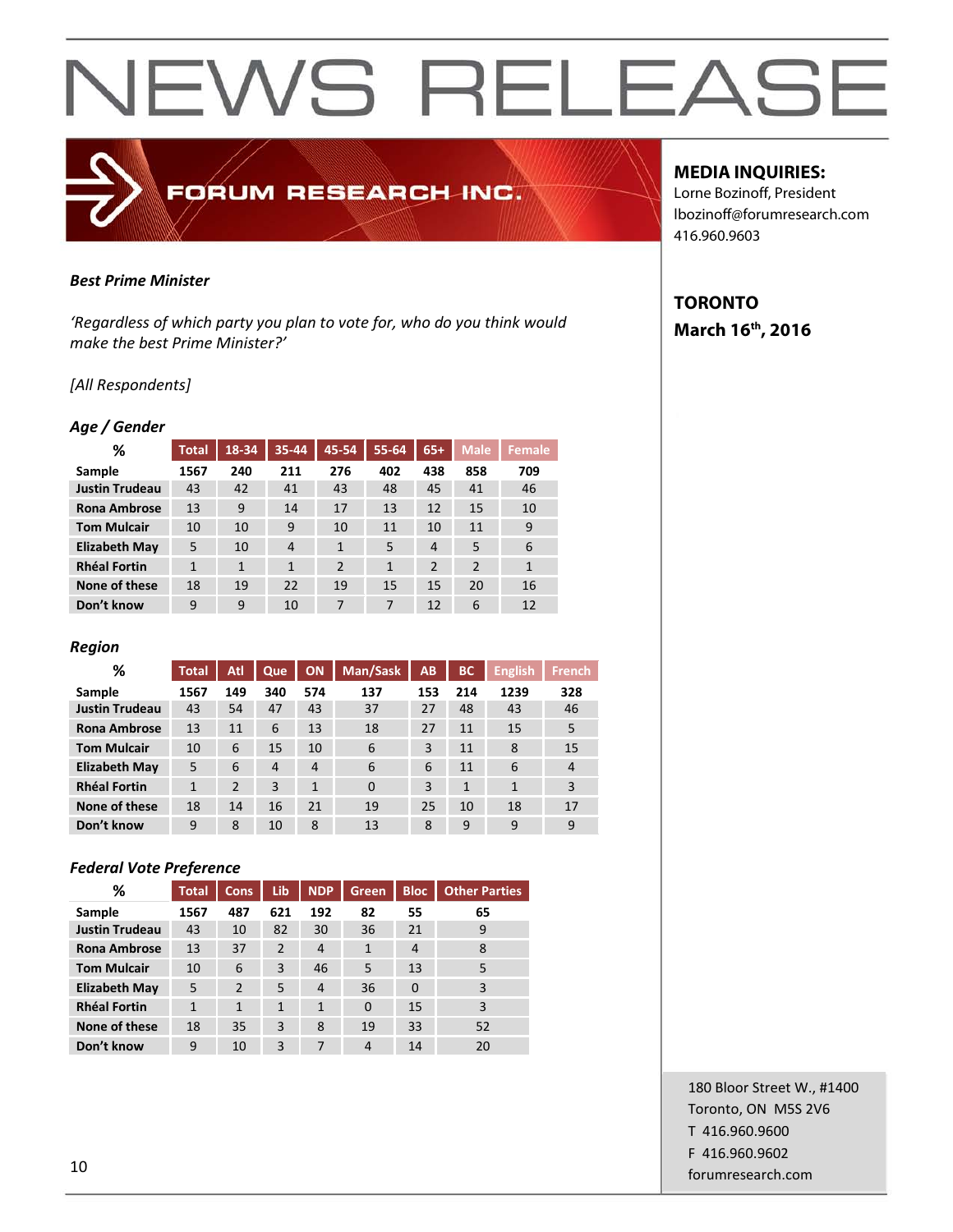# NEWS RELEASE

FORUM RESEARCH INC.

**MEDIA INQUIRIES:**
Lorne Bozinoff, President
lbozinoff@forumresearch.com
416.960.9603

**TORONTO**
**March 16th, 2016**

***Best Prime Minister***

*'Regardless of which party you plan to vote for, who do you think would make the best Prime Minister?'*

*[All Respondents]*

***Age / Gender***

| % | Total | 18-34 | 35-44 | 45-54 | 55-64 | 65+ | Male | Female |
|---|---|---|---|---|---|---|---|---|
| **Sample** | 1567 | 240 | 211 | 276 | 402 | 438 | 858 | 709 |
| **Justin Trudeau** | 43 | 42 | 41 | 43 | 48 | 45 | 41 | 46 |
| **Rona Ambrose** | 13 | 9 | 14 | 17 | 13 | 12 | 15 | 10 |
| **Tom Mulcair** | 10 | 10 | 9 | 10 | 11 | 10 | 11 | 9 |
| **Elizabeth May** | 5 | 10 | 4 | 1 | 5 | 4 | 5 | 6 |
| **Rhéal Fortin** | 1 | 1 | 1 | 2 | 1 | 2 | 2 | 1 |
| **None of these** | 18 | 19 | 22 | 19 | 15 | 15 | 20 | 16 |
| **Don't know** | 9 | 9 | 10 | 7 | 7 | 12 | 6 | 12 |

***Region***

| % | Total | Atl | Que | ON | Man/Sask | AB | BC | English | French |
|---|---|---|---|---|---|---|---|---|---|
| **Sample** | 1567 | 149 | 340 | 574 | 137 | 153 | 214 | 1239 | 328 |
| **Justin Trudeau** | 43 | 54 | 47 | 43 | 37 | 27 | 48 | 43 | 46 |
| **Rona Ambrose** | 13 | 11 | 6 | 13 | 18 | 27 | 11 | 15 | 5 |
| **Tom Mulcair** | 10 | 6 | 15 | 10 | 6 | 3 | 11 | 8 | 15 |
| **Elizabeth May** | 5 | 6 | 4 | 4 | 6 | 6 | 11 | 6 | 4 |
| **Rhéal Fortin** | 1 | 2 | 3 | 1 | 0 | 3 | 1 | 1 | 3 |
| **None of these** | 18 | 14 | 16 | 21 | 19 | 25 | 10 | 18 | 17 |
| **Don't know** | 9 | 8 | 10 | 8 | 13 | 8 | 9 | 9 | 9 |

***Federal Vote Preference***

| % | Total | Cons | Lib | NDP | Green | Bloc | Other Parties |
|---|---|---|---|---|---|---|---|
| **Sample** | 1567 | 487 | 621 | 192 | 82 | 55 | 65 |
| **Justin Trudeau** | 43 | 10 | 82 | 30 | 36 | 21 | 9 |
| **Rona Ambrose** | 13 | 37 | 2 | 4 | 1 | 4 | 8 |
| **Tom Mulcair** | 10 | 6 | 3 | 46 | 5 | 13 | 5 |
| **Elizabeth May** | 5 | 2 | 5 | 4 | 36 | 0 | 3 |
| **Rhéal Fortin** | 1 | 1 | 1 | 1 | 0 | 15 | 3 |
| **None of these** | 18 | 35 | 3 | 8 | 19 | 33 | 52 |
| **Don't know** | 9 | 10 | 3 | 7 | 4 | 14 | 20 |

180 Bloor Street W., #1400
Toronto, ON M5S 2V6
T 416.960.9600
F 416.960.9602
forumresearch.com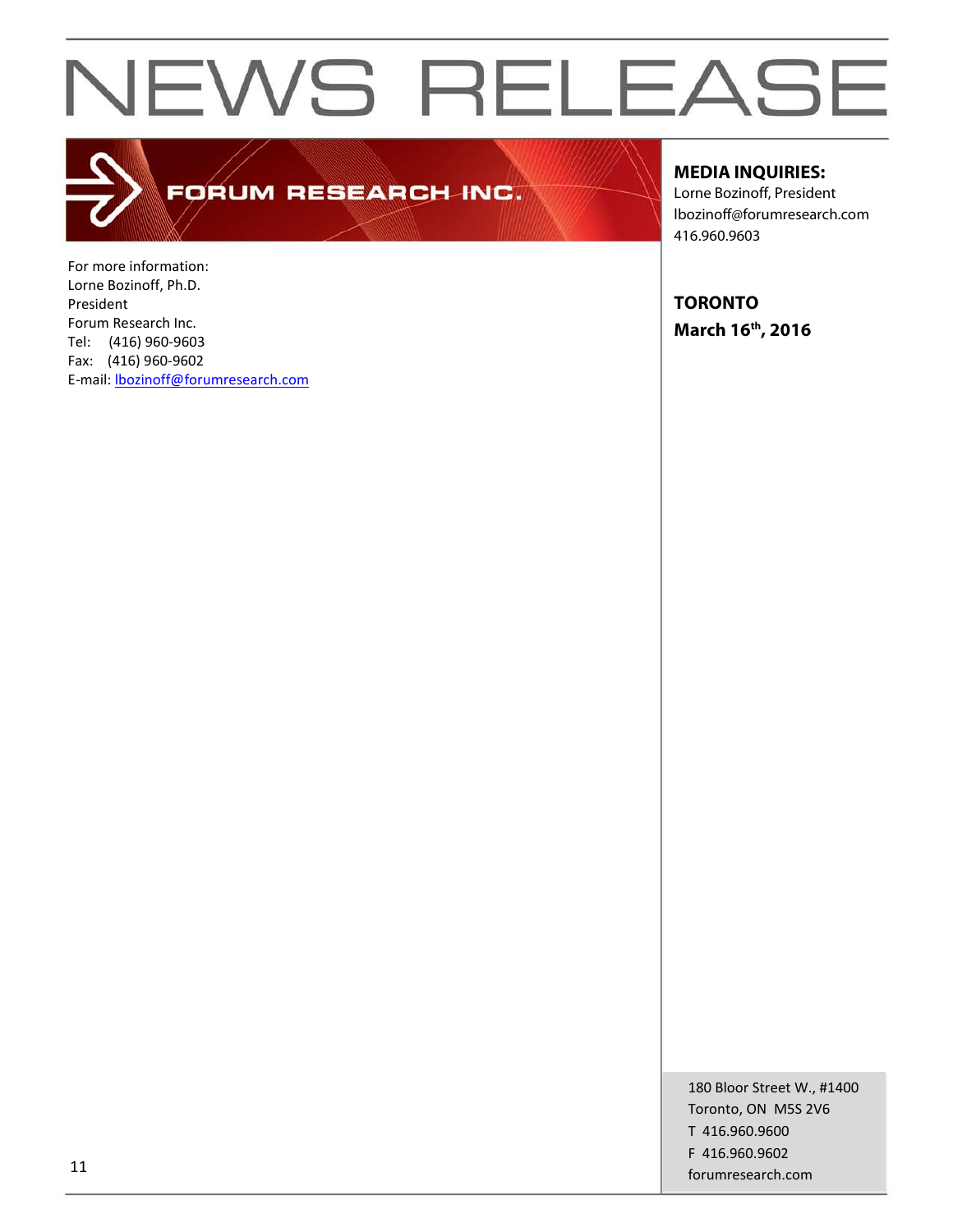# NEWS RELEASE

FORUM RESEARCH INC.

**MEDIA INQUIRIES:**
Lorne Bozinoff, President
lbozinoff@forumresearch.com
416.960.9603

**TORONTO**
**March 16th, 2016**

For more information:
Lorne Bozinoff, Ph.D.
President
Forum Research Inc.
Tel: (416) 960-9603
Fax: (416) 960-9602
E-mail: lbozinoff@forumresearch.com

180 Bloor Street W., #1400
Toronto, ON M5S 2V6
T 416.960.9600
F 416.960.9602
forumresearch.com